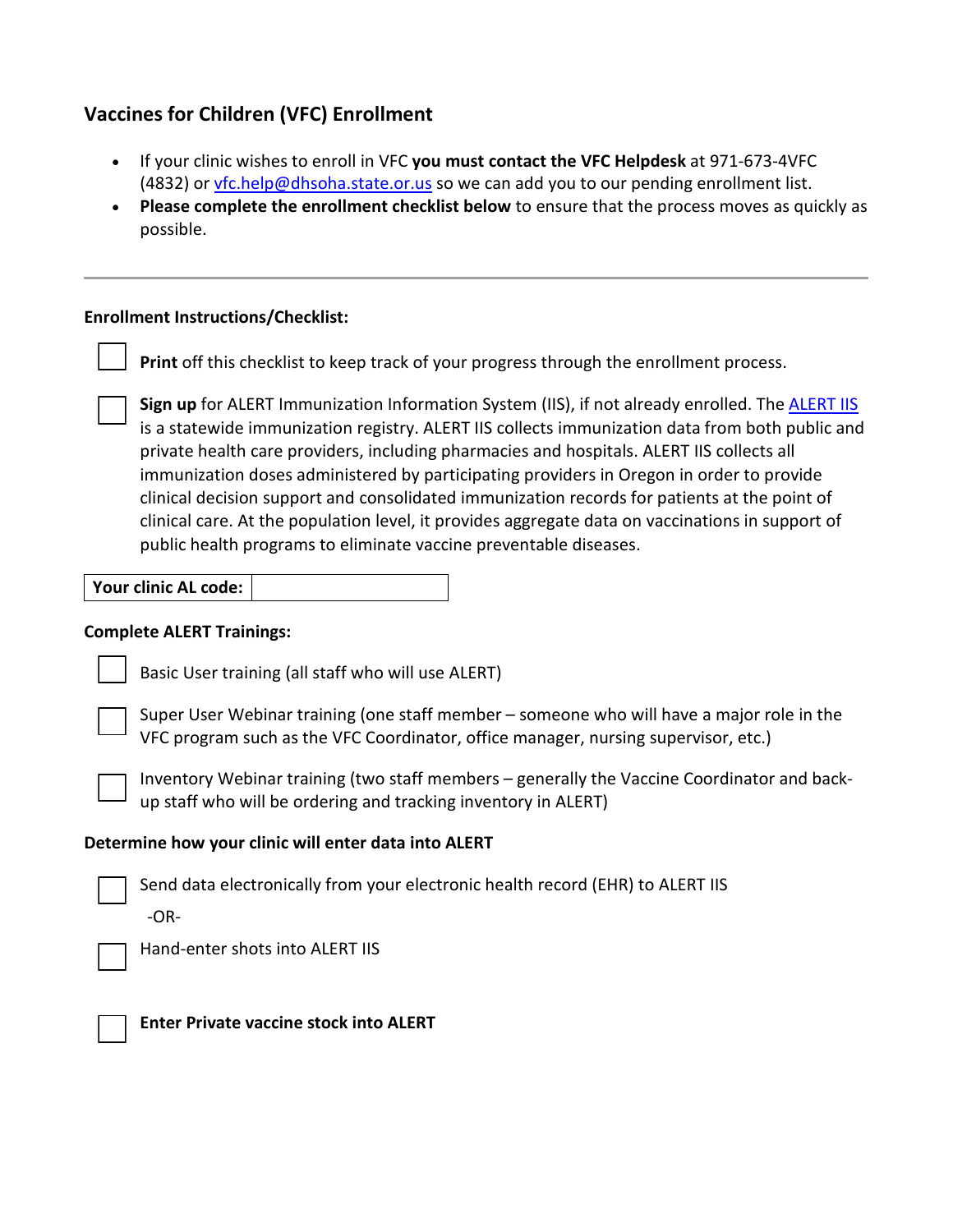## Vaccines for Children (VFC) Enrollment

- If your clinic wishes to enroll in VFC **you must contact the VFC Helpdesk** at 971-673-4VFC (4832) or vfc.help@dhsoha.state.or.us so we can add you to our pending enrollment list.
- **Please complete the enrollment checklist below** to ensure that the process moves as quickly as possible.

---

**Enrollment Instructions/Checklist:**

- [ ] **Print** off this checklist to keep track of your progress through the enrollment process.
- [ ] **Sign up** for ALERT Immunization Information System (IIS), if not already enrolled. The ALERT IIS is a statewide immunization registry. ALERT IIS collects immunization data from both public and private health care providers, including pharmacies and hospitals. ALERT IIS collects all immunization doses administered by participating providers in Oregon in order to provide clinical decision support and consolidated immunization records for patients at the point of clinical care. At the population level, it provides aggregate data on vaccinations in support of public health programs to eliminate vaccine preventable diseases.

| **Your clinic AL code:** | |
|---|---|

**Complete ALERT Trainings:**

- [ ] Basic User training (all staff who will use ALERT)
- [ ] Super User Webinar training (one staff member – someone who will have a major role in the VFC program such as the VFC Coordinator, office manager, nursing supervisor, etc.)
- [ ] Inventory Webinar training (two staff members – generally the Vaccine Coordinator and back-up staff who will be ordering and tracking inventory in ALERT)

**Determine how your clinic will enter data into ALERT**

- [ ] Send data electronically from your electronic health record (EHR) to ALERT IIS

  -OR-

- [ ] Hand-enter shots into ALERT IIS

- [ ] **Enter Private vaccine stock into ALERT**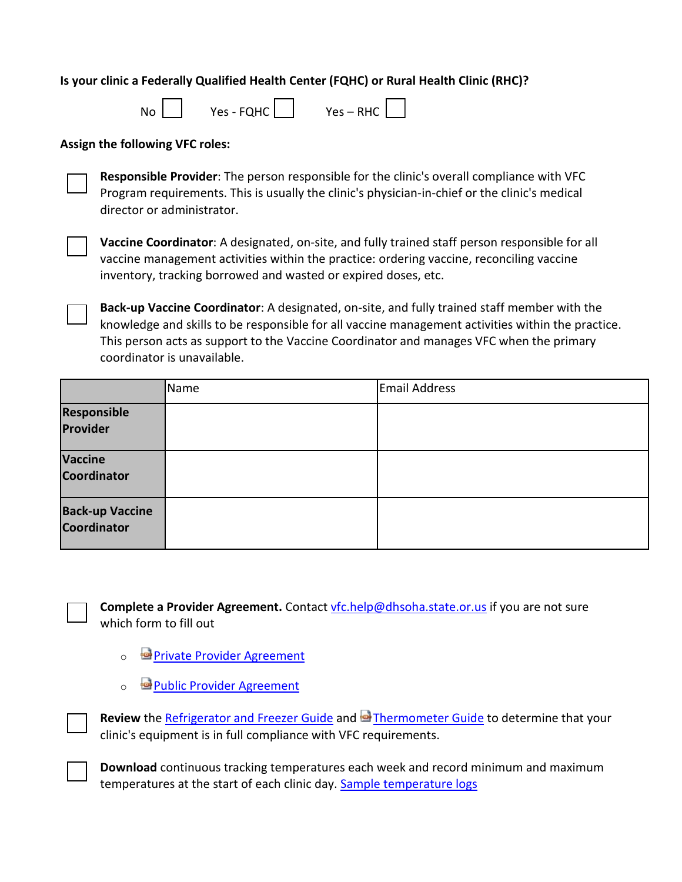**Is your clinic a Federally Qualified Health Center (FQHC) or Rural Health Clinic (RHC)?**

No ☐ Yes - FQHC ☐ Yes – RHC ☐

**Assign the following VFC roles:**

☐ **Responsible Provider**: The person responsible for the clinic's overall compliance with VFC Program requirements. This is usually the clinic's physician-in-chief or the clinic's medical director or administrator.

☐ **Vaccine Coordinator**: A designated, on-site, and fully trained staff person responsible for all vaccine management activities within the practice: ordering vaccine, reconciling vaccine inventory, tracking borrowed and wasted or expired doses, etc.

☐ **Back-up Vaccine Coordinator**: A designated, on-site, and fully trained staff member with the knowledge and skills to be responsible for all vaccine management activities within the practice. This person acts as support to the Vaccine Coordinator and manages VFC when the primary coordinator is unavailable.

| | Name | Email Address |
|---|---|---|
| **Responsible Provider** | | |
| **Vaccine Coordinator** | | |
| **Back-up Vaccine Coordinator** | | |

☐ **Complete a Provider Agreement.** Contact vfc.help@dhsoha.state.or.us if you are not sure which form to fill out

- Private Provider Agreement
- Public Provider Agreement

☐ **Review** the Refrigerator and Freezer Guide and Thermometer Guide to determine that your clinic's equipment is in full compliance with VFC requirements.

☐ **Download** continuous tracking temperatures each week and record minimum and maximum temperatures at the start of each clinic day. Sample temperature logs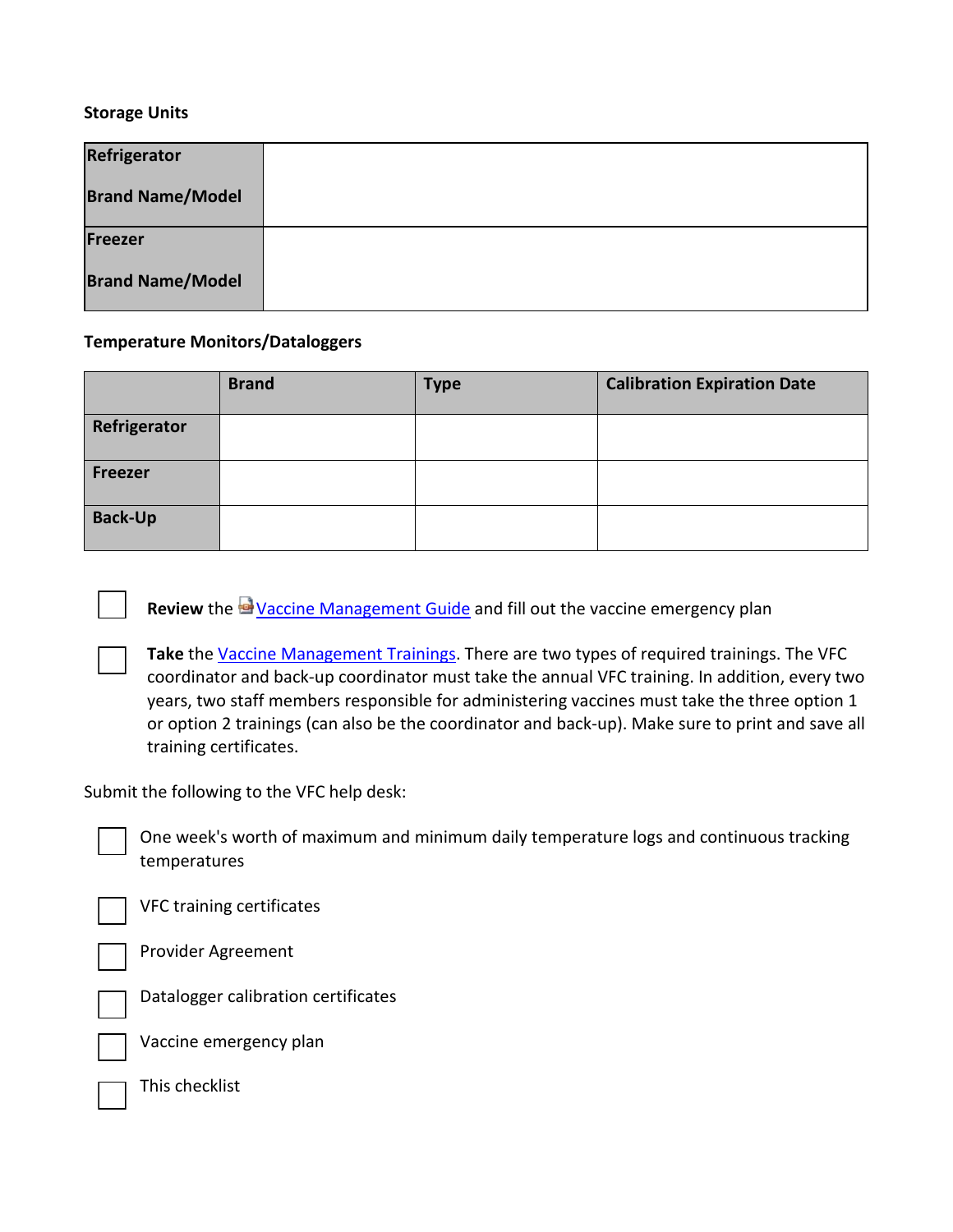**Storage Units**

| | |
|---|---|
| **Refrigerator**<br><br>**Brand Name/Model** | |
| **Freezer**<br><br>**Brand Name/Model** | |

**Temperature Monitors/Dataloggers**

| | Brand | Type | Calibration Expiration Date |
|---|---|---|---|
| **Refrigerator** | | | |
| **Freezer** | | | |
| **Back-Up** | | | |

- [ ] **Review** the Vaccine Management Guide and fill out the vaccine emergency plan
- [ ] **Take** the Vaccine Management Trainings. There are two types of required trainings. The VFC coordinator and back-up coordinator must take the annual VFC training. In addition, every two years, two staff members responsible for administering vaccines must take the three option 1 or option 2 trainings (can also be the coordinator and back-up). Make sure to print and save all training certificates.

Submit the following to the VFC help desk:

- [ ] One week's worth of maximum and minimum daily temperature logs and continuous tracking temperatures
- [ ] VFC training certificates
- [ ] Provider Agreement
- [ ] Datalogger calibration certificates
- [ ] Vaccine emergency plan
- [ ] This checklist